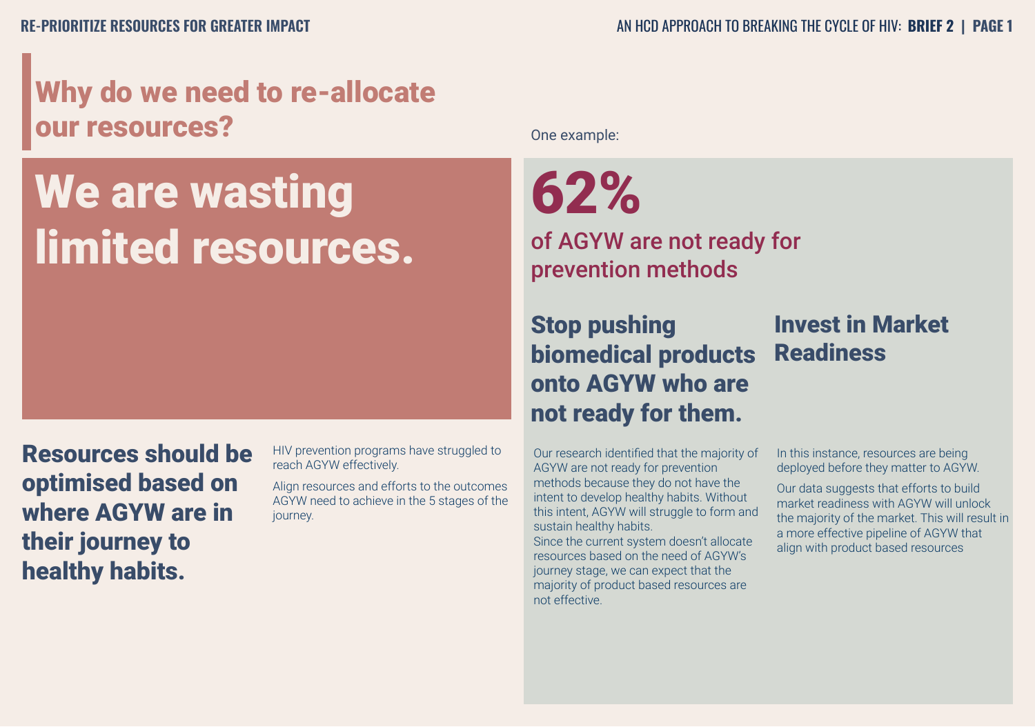## Why do we need to re-allocate our resources?

# We are wasting limited resources.

### Resources should be optimised based on where AGYW are in their journey to healthy habits.

HIV prevention programs have struggled to reach AGYW effectively.

Align resources and efforts to the outcomes AGYW need to achieve in the 5 stages of the journey.

One example:

# 62%

## of AGYW are not ready for prevention methods

### Stop pushing biomedical products onto AGYW who are not ready for them.

Our research identified that the majority of AGYW are not ready for prevention methods because they do not have the intent to develop healthy habits. Without this intent, AGYW will struggle to form and sustain healthy habits.

Since the current system doesn't allocate resources based on the need of AGYW's journey stage, we can expect that the majority of product based resources are not effective.

### Invest in Market Readiness

In this instance, resources are being deployed before they matter to AGYW.

Our data suggests that efforts to build market readiness with AGYW will unlock the majority of the market. This will result in a more effective pipeline of AGYW that align with product based resources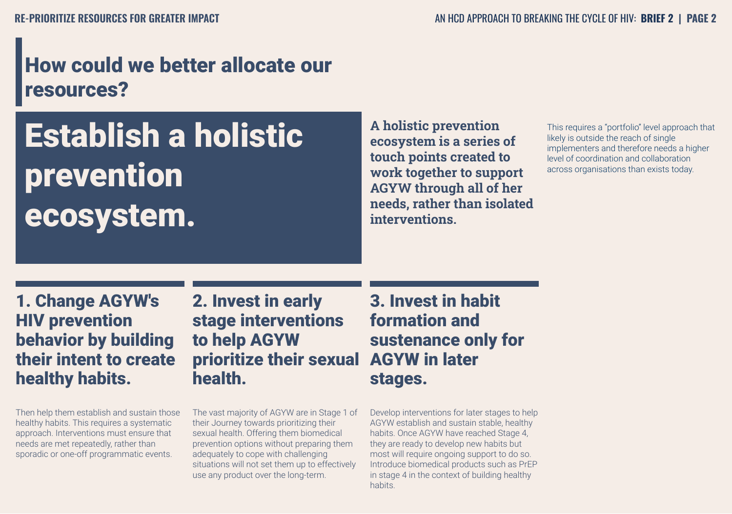## How could we better allocate our resources?

# Establish a holistic prevention ecosystem.

**A holistic prevention ecosystem is a series of touch points created to work together to support AGYW through all of her needs, rather than isolated interventions.**

This requires a "portfolio" level approach that likely is outside the reach of single implementers and therefore needs a higher level of coordination and collaboration across organisations than exists today.

### 1. Change AGYW's HIV prevention behavior by building their intent to create healthy habits.

Then help them establish and sustain those healthy habits. This requires a systematic approach. Interventions must ensure that needs are met repeatedly, rather than sporadic or one-off programmatic events.

### 2. Invest in early stage interventions to help AGYW prioritize their sexual health.

The vast majority of AGYW are in Stage 1 of their Journey towards prioritizing their sexual health. Offering them biomedical prevention options without preparing them adequately to cope with challenging situations will not set them up to effectively use any product over the long-term.

### 3. Invest in habit formation and sustenance only for AGYW in later stages.

Develop interventions for later stages to help AGYW establish and sustain stable, healthy habits. Once AGYW have reached Stage 4, they are ready to develop new habits but most will require ongoing support to do so. Introduce biomedical products such as PrEP in stage 4 in the context of building healthy habits.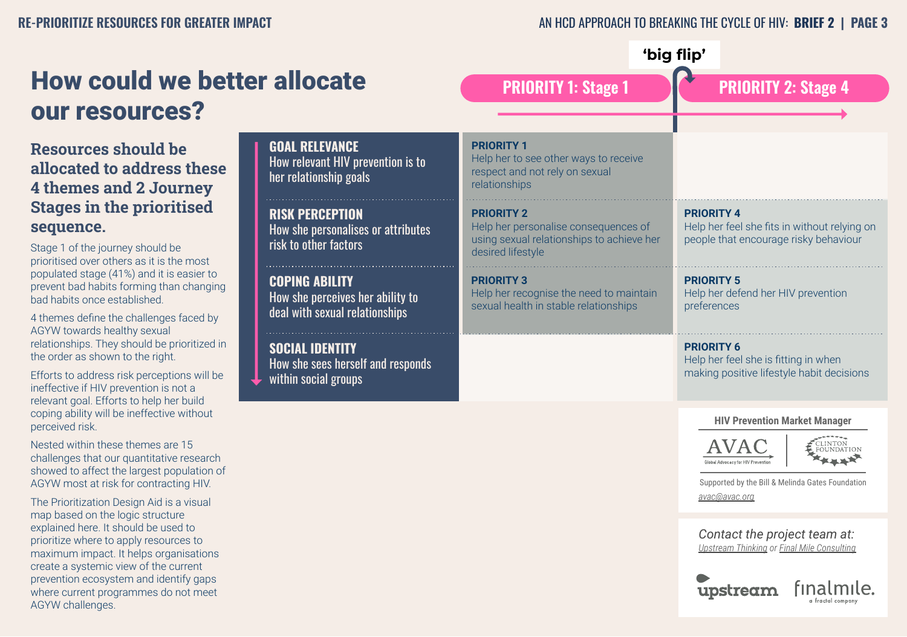# How could we better allocate our resources?

## Resources should be allocated to address these 4 themes and 2 Journey Stages in the prioritised sequence.

Stage 1 of the journey should be prioritised over others as it is the most populated stage (41%) and it is easier to prevent bad habits forming than changing bad habits once established.

4 themes define the challenges faced by AGYW towards healthy sexual relationships. They should be prioritized in the order as shown to the right.

Efforts to address risk perceptions will be ineffective if HIV prevention is not a relevant goal. Efforts to help her build coping ability will be ineffective without perceived risk.

Nested within these themes are 15 challenges that our quantitative research showed to affect the largest population of AGYW most at risk for contracting HIV.

The Prioritization Design Aid is a visual map based on the logic structure explained here. It should be used to prioritize where to apply resources to maximum impact. It helps organisations create a systemic view of the current prevention ecosystem and identify gaps where current programmes do not meet AGYW challenges.

'big flip'

| Theme | PRIORITY 1: Stage 1 | PRIORITY 2: Stage 4 |
|---|---|---|
| **GOAL RELEVANCE** How relevant HIV prevention is to her relationship goals | **PRIORITY 1** Help her to see other ways to receive respect and not rely on sexual relationships | |
| **RISK PERCEPTION** How she personalises or attributes risk to other factors | **PRIORITY 2** Help her personalise consequences of using sexual relationships to achieve her desired lifestyle | **PRIORITY 4** Help her feel she fits in without relying on people that encourage risky behaviour |
| **COPING ABILITY** How she perceives her ability to deal with sexual relationships | **PRIORITY 3** Help her recognise the need to maintain sexual health in stable relationships | **PRIORITY 5** Help her defend her HIV prevention preferences |
| **SOCIAL IDENTITY** How she sees herself and responds within social groups | | **PRIORITY 6** Help her feel she is fitting in when making positive lifestyle habit decisions |

**HIV Prevention Market Manager**

AVAC — Global Advocacy for HIV Prevention | Clinton Foundation

Supported by the Bill & Melinda Gates Foundation

avac@avac.org

*Contact the project team at:*
*Upstream Thinking or Final Mile Consulting*

upstream | finalmile. a fractal company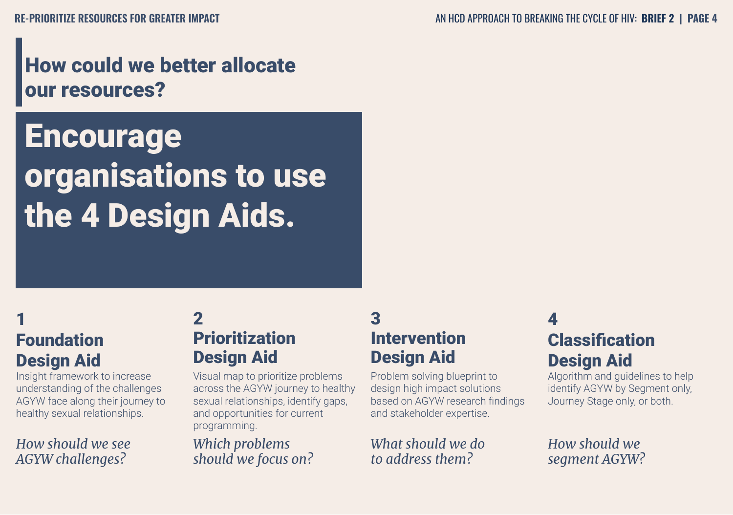## How could we better allocate our resources?

# Encourage organisations to use the 4 Design Aids.

### 1
### Foundation Design Aid

Insight framework to increase understanding of the challenges AGYW face along their journey to healthy sexual relationships.

*How should we see AGYW challenges?*

### 2
### Prioritization Design Aid

Visual map to prioritize problems across the AGYW journey to healthy sexual relationships, identify gaps, and opportunities for current programming.

*Which problems should we focus on?*

### 3
### Intervention Design Aid

Problem solving blueprint to design high impact solutions based on AGYW research findings and stakeholder expertise.

*What should we do to address them?*

### 4
### Classification Design Aid

Algorithm and guidelines to help identify AGYW by Segment only, Journey Stage only, or both.

*How should we segment AGYW?*